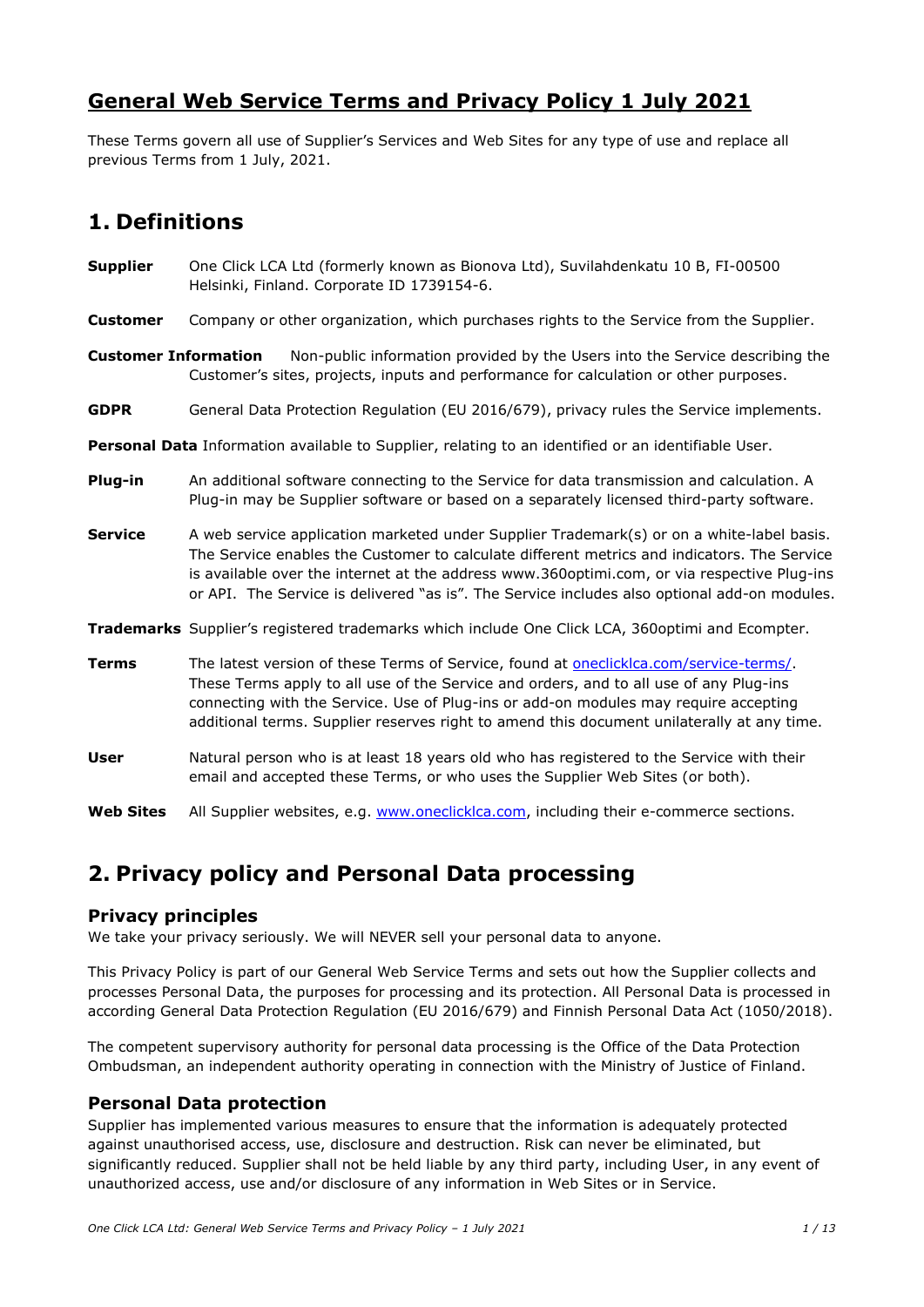# General Web Service Terms and Privacy Policy 1 July 2021

These Terms govern all use of Supplier's Services and Web Sites for any type of use and replace all previous Terms from 1 July, 2021.

## 1. Definitions

**Supplier** One Click LCA Ltd (formerly known as Bionova Ltd), Suvilahdenkatu 10 B, FI-00500 Helsinki, Finland. Corporate ID 1739154-6.

**Customer** Company or other organization, which purchases rights to the Service from the Supplier.

**Customer Information** Non-public information provided by the Users into the Service describing the Customer's sites, projects, inputs and performance for calculation or other purposes.

**GDPR** General Data Protection Regulation (EU 2016/679), privacy rules the Service implements.

**Personal Data** Information available to Supplier, relating to an identified or an identifiable User.

**Plug-in** An additional software connecting to the Service for data transmission and calculation. A Plug-in may be Supplier software or based on a separately licensed third-party software.

**Service** A web service application marketed under Supplier Trademark(s) or on a white-label basis. The Service enables the Customer to calculate different metrics and indicators. The Service is available over the internet at the address www.360optimi.com, or via respective Plug-ins or API. The Service is delivered "as is". The Service includes also optional add-on modules.

**Trademarks** Supplier's registered trademarks which include One Click LCA, 360optimi and Ecompter.

**Terms** The latest version of these Terms of Service, found at [oneclicklca.com/service-terms/](oneclicklca.com/service-terms/). These Terms apply to all use of the Service and orders, and to all use of any Plug-ins connecting with the Service. Use of Plug-ins or add-on modules may require accepting additional terms. Supplier reserves right to amend this document unilaterally at any time.

**User** Natural person who is at least 18 years old who has registered to the Service with their email and accepted these Terms, or who uses the Supplier Web Sites (or both).

**Web Sites** All Supplier websites, e.g. [www.oneclicklca.com](www.oneclicklca.com), including their e-commerce sections.

## 2. Privacy policy and Personal Data processing

### Privacy principles

We take your privacy seriously. We will NEVER sell your personal data to anyone.

This Privacy Policy is part of our General Web Service Terms and sets out how the Supplier collects and processes Personal Data, the purposes for processing and its protection. All Personal Data is processed in according General Data Protection Regulation (EU 2016/679) and Finnish Personal Data Act (1050/2018).

The competent supervisory authority for personal data processing is the Office of the Data Protection Ombudsman, an independent authority operating in connection with the Ministry of Justice of Finland.

### Personal Data protection

Supplier has implemented various measures to ensure that the information is adequately protected against unauthorised access, use, disclosure and destruction. Risk can never be eliminated, but significantly reduced. Supplier shall not be held liable by any third party, including User, in any event of unauthorized access, use and/or disclosure of any information in Web Sites or in Service.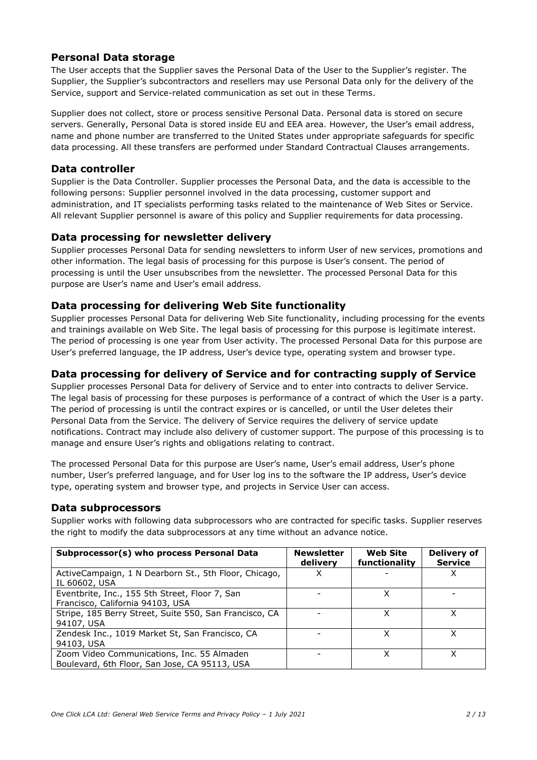## Personal Data storage

The User accepts that the Supplier saves the Personal Data of the User to the Supplier's register. The Supplier, the Supplier's subcontractors and resellers may use Personal Data only for the delivery of the Service, support and Service-related communication as set out in these Terms.

Supplier does not collect, store or process sensitive Personal Data. Personal data is stored on secure servers. Generally, Personal Data is stored inside EU and EEA area. However, the User's email address, name and phone number are transferred to the United States under appropriate safeguards for specific data processing. All these transfers are performed under Standard Contractual Clauses arrangements.

## Data controller

Supplier is the Data Controller. Supplier processes the Personal Data, and the data is accessible to the following persons: Supplier personnel involved in the data processing, customer support and administration, and IT specialists performing tasks related to the maintenance of Web Sites or Service. All relevant Supplier personnel is aware of this policy and Supplier requirements for data processing.

## Data processing for newsletter delivery

Supplier processes Personal Data for sending newsletters to inform User of new services, promotions and other information. The legal basis of processing for this purpose is User's consent. The period of processing is until the User unsubscribes from the newsletter. The processed Personal Data for this purpose are User's name and User's email address.

## Data processing for delivering Web Site functionality

Supplier processes Personal Data for delivering Web Site functionality, including processing for the events and trainings available on Web Site. The legal basis of processing for this purpose is legitimate interest. The period of processing is one year from User activity. The processed Personal Data for this purpose are User's preferred language, the IP address, User's device type, operating system and browser type.

## Data processing for delivery of Service and for contracting supply of Service

Supplier processes Personal Data for delivery of Service and to enter into contracts to deliver Service. The legal basis of processing for these purposes is performance of a contract of which the User is a party. The period of processing is until the contract expires or is cancelled, or until the User deletes their Personal Data from the Service. The delivery of Service requires the delivery of service update notifications. Contract may include also delivery of customer support. The purpose of this processing is to manage and ensure User's rights and obligations relating to contract.

The processed Personal Data for this purpose are User's name, User's email address, User's phone number, User's preferred language, and for User log ins to the software the IP address, User's device type, operating system and browser type, and projects in Service User can access.

## Data subprocessors

Supplier works with following data subprocessors who are contracted for specific tasks. Supplier reserves the right to modify the data subprocessors at any time without an advance notice.

| Subprocessor(s) who process Personal Data | Newsletter delivery | Web Site functionality | Delivery of Service |
|---|---|---|---|
| ActiveCampaign, 1 N Dearborn St., 5th Floor, Chicago, IL 60602, USA | X | - | X |
| Eventbrite, Inc., 155 5th Street, Floor 7, San Francisco, California 94103, USA | - | X | - |
| Stripe, 185 Berry Street, Suite 550, San Francisco, CA 94107, USA | - | X | X |
| Zendesk Inc., 1019 Market St, San Francisco, CA 94103, USA | - | X | X |
| Zoom Video Communications, Inc. 55 Almaden Boulevard, 6th Floor, San Jose, CA 95113, USA | - | X | X |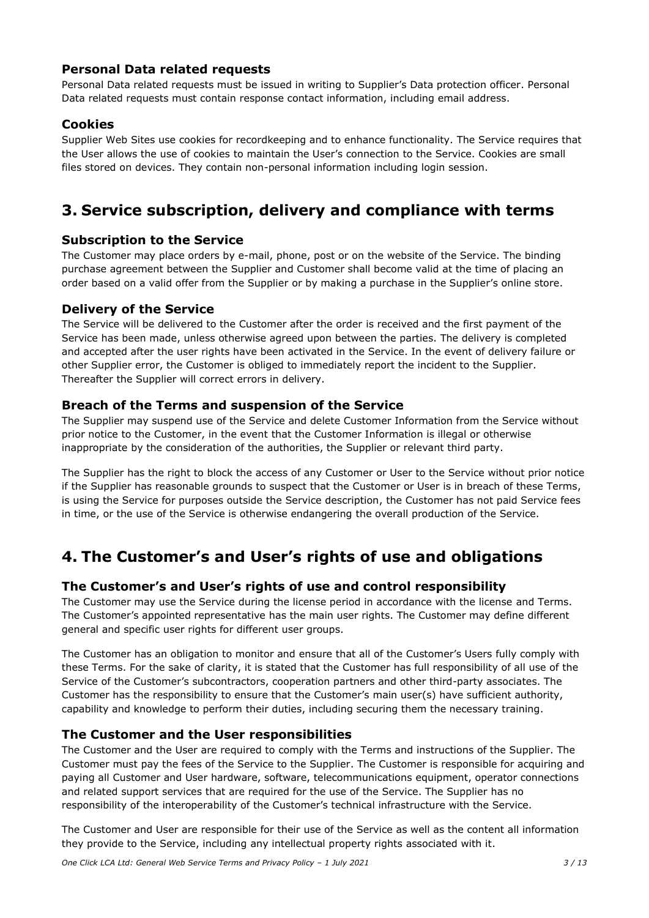### Personal Data related requests

Personal Data related requests must be issued in writing to Supplier's Data protection officer. Personal Data related requests must contain response contact information, including email address.

### Cookies

Supplier Web Sites use cookies for recordkeeping and to enhance functionality. The Service requires that the User allows the use of cookies to maintain the User's connection to the Service. Cookies are small files stored on devices. They contain non-personal information including login session.

# 3. Service subscription, delivery and compliance with terms

### Subscription to the Service

The Customer may place orders by e-mail, phone, post or on the website of the Service. The binding purchase agreement between the Supplier and Customer shall become valid at the time of placing an order based on a valid offer from the Supplier or by making a purchase in the Supplier's online store.

### Delivery of the Service

The Service will be delivered to the Customer after the order is received and the first payment of the Service has been made, unless otherwise agreed upon between the parties. The delivery is completed and accepted after the user rights have been activated in the Service. In the event of delivery failure or other Supplier error, the Customer is obliged to immediately report the incident to the Supplier. Thereafter the Supplier will correct errors in delivery.

### Breach of the Terms and suspension of the Service

The Supplier may suspend use of the Service and delete Customer Information from the Service without prior notice to the Customer, in the event that the Customer Information is illegal or otherwise inappropriate by the consideration of the authorities, the Supplier or relevant third party.

The Supplier has the right to block the access of any Customer or User to the Service without prior notice if the Supplier has reasonable grounds to suspect that the Customer or User is in breach of these Terms, is using the Service for purposes outside the Service description, the Customer has not paid Service fees in time, or the use of the Service is otherwise endangering the overall production of the Service.

# 4. The Customer's and User's rights of use and obligations

### The Customer's and User's rights of use and control responsibility

The Customer may use the Service during the license period in accordance with the license and Terms. The Customer's appointed representative has the main user rights. The Customer may define different general and specific user rights for different user groups.

The Customer has an obligation to monitor and ensure that all of the Customer's Users fully comply with these Terms. For the sake of clarity, it is stated that the Customer has full responsibility of all use of the Service of the Customer's subcontractors, cooperation partners and other third-party associates. The Customer has the responsibility to ensure that the Customer's main user(s) have sufficient authority, capability and knowledge to perform their duties, including securing them the necessary training.

### The Customer and the User responsibilities

The Customer and the User are required to comply with the Terms and instructions of the Supplier. The Customer must pay the fees of the Service to the Supplier. The Customer is responsible for acquiring and paying all Customer and User hardware, software, telecommunications equipment, operator connections and related support services that are required for the use of the Service. The Supplier has no responsibility of the interoperability of the Customer's technical infrastructure with the Service.

The Customer and User are responsible for their use of the Service as well as the content all information they provide to the Service, including any intellectual property rights associated with it.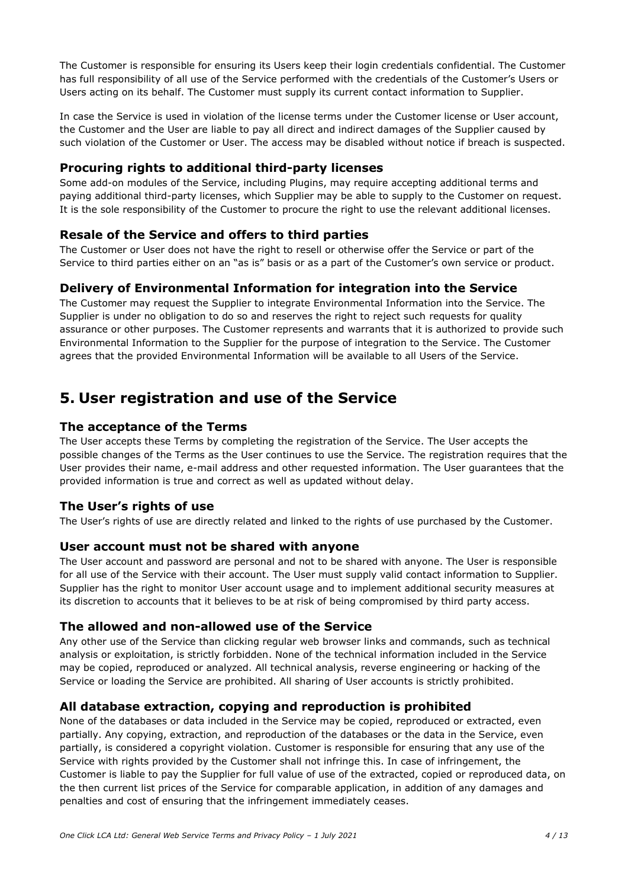The Customer is responsible for ensuring its Users keep their login credentials confidential. The Customer has full responsibility of all use of the Service performed with the credentials of the Customer's Users or Users acting on its behalf. The Customer must supply its current contact information to Supplier.

In case the Service is used in violation of the license terms under the Customer license or User account, the Customer and the User are liable to pay all direct and indirect damages of the Supplier caused by such violation of the Customer or User. The access may be disabled without notice if breach is suspected.

### Procuring rights to additional third-party licenses

Some add-on modules of the Service, including Plugins, may require accepting additional terms and paying additional third-party licenses, which Supplier may be able to supply to the Customer on request. It is the sole responsibility of the Customer to procure the right to use the relevant additional licenses.

### Resale of the Service and offers to third parties

The Customer or User does not have the right to resell or otherwise offer the Service or part of the Service to third parties either on an "as is" basis or as a part of the Customer's own service or product.

### Delivery of Environmental Information for integration into the Service

The Customer may request the Supplier to integrate Environmental Information into the Service. The Supplier is under no obligation to do so and reserves the right to reject such requests for quality assurance or other purposes. The Customer represents and warrants that it is authorized to provide such Environmental Information to the Supplier for the purpose of integration to the Service. The Customer agrees that the provided Environmental Information will be available to all Users of the Service.

## 5. User registration and use of the Service

### The acceptance of the Terms

The User accepts these Terms by completing the registration of the Service. The User accepts the possible changes of the Terms as the User continues to use the Service. The registration requires that the User provides their name, e-mail address and other requested information. The User guarantees that the provided information is true and correct as well as updated without delay.

### The User's rights of use

The User's rights of use are directly related and linked to the rights of use purchased by the Customer.

### User account must not be shared with anyone

The User account and password are personal and not to be shared with anyone. The User is responsible for all use of the Service with their account. The User must supply valid contact information to Supplier. Supplier has the right to monitor User account usage and to implement additional security measures at its discretion to accounts that it believes to be at risk of being compromised by third party access.

### The allowed and non-allowed use of the Service

Any other use of the Service than clicking regular web browser links and commands, such as technical analysis or exploitation, is strictly forbidden. None of the technical information included in the Service may be copied, reproduced or analyzed. All technical analysis, reverse engineering or hacking of the Service or loading the Service are prohibited. All sharing of User accounts is strictly prohibited.

### All database extraction, copying and reproduction is prohibited

None of the databases or data included in the Service may be copied, reproduced or extracted, even partially. Any copying, extraction, and reproduction of the databases or the data in the Service, even partially, is considered a copyright violation. Customer is responsible for ensuring that any use of the Service with rights provided by the Customer shall not infringe this. In case of infringement, the Customer is liable to pay the Supplier for full value of use of the extracted, copied or reproduced data, on the then current list prices of the Service for comparable application, in addition of any damages and penalties and cost of ensuring that the infringement immediately ceases.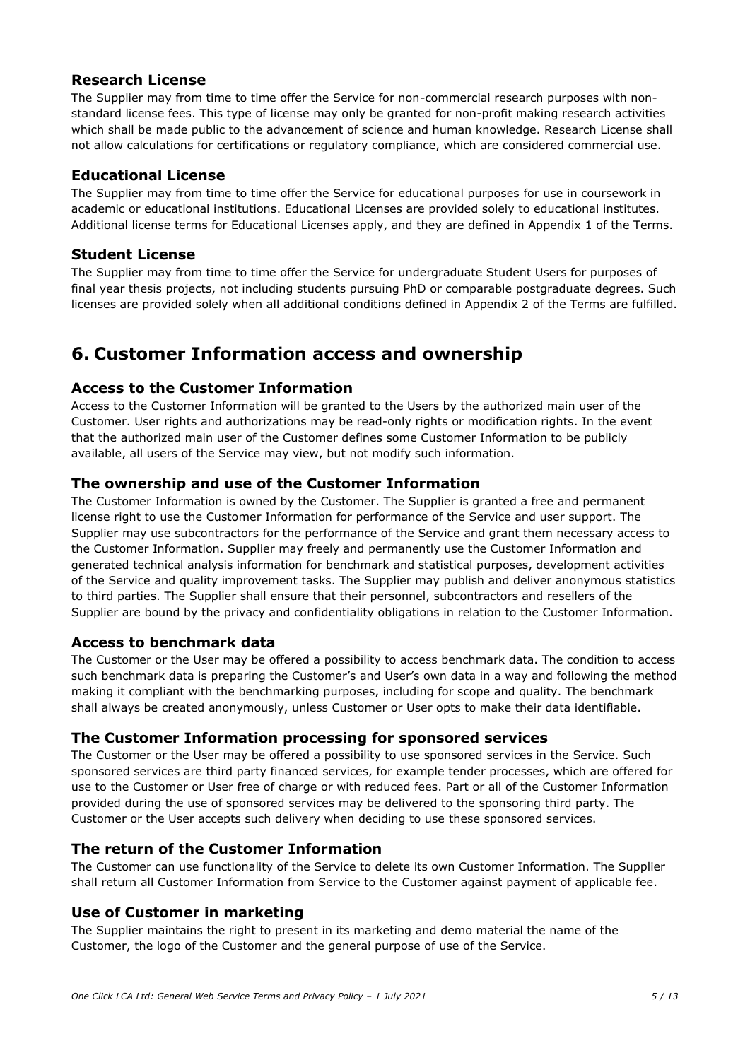### Research License

The Supplier may from time to time offer the Service for non-commercial research purposes with non-standard license fees. This type of license may only be granted for non-profit making research activities which shall be made public to the advancement of science and human knowledge. Research License shall not allow calculations for certifications or regulatory compliance, which are considered commercial use.

### Educational License

The Supplier may from time to time offer the Service for educational purposes for use in coursework in academic or educational institutions. Educational Licenses are provided solely to educational institutes. Additional license terms for Educational Licenses apply, and they are defined in Appendix 1 of the Terms.

### Student License

The Supplier may from time to time offer the Service for undergraduate Student Users for purposes of final year thesis projects, not including students pursuing PhD or comparable postgraduate degrees. Such licenses are provided solely when all additional conditions defined in Appendix 2 of the Terms are fulfilled.

## 6. Customer Information access and ownership

### Access to the Customer Information

Access to the Customer Information will be granted to the Users by the authorized main user of the Customer. User rights and authorizations may be read-only rights or modification rights. In the event that the authorized main user of the Customer defines some Customer Information to be publicly available, all users of the Service may view, but not modify such information.

### The ownership and use of the Customer Information

The Customer Information is owned by the Customer. The Supplier is granted a free and permanent license right to use the Customer Information for performance of the Service and user support. The Supplier may use subcontractors for the performance of the Service and grant them necessary access to the Customer Information. Supplier may freely and permanently use the Customer Information and generated technical analysis information for benchmark and statistical purposes, development activities of the Service and quality improvement tasks. The Supplier may publish and deliver anonymous statistics to third parties. The Supplier shall ensure that their personnel, subcontractors and resellers of the Supplier are bound by the privacy and confidentiality obligations in relation to the Customer Information.

### Access to benchmark data

The Customer or the User may be offered a possibility to access benchmark data. The condition to access such benchmark data is preparing the Customer's and User's own data in a way and following the method making it compliant with the benchmarking purposes, including for scope and quality. The benchmark shall always be created anonymously, unless Customer or User opts to make their data identifiable.

### The Customer Information processing for sponsored services

The Customer or the User may be offered a possibility to use sponsored services in the Service. Such sponsored services are third party financed services, for example tender processes, which are offered for use to the Customer or User free of charge or with reduced fees. Part or all of the Customer Information provided during the use of sponsored services may be delivered to the sponsoring third party. The Customer or the User accepts such delivery when deciding to use these sponsored services.

### The return of the Customer Information

The Customer can use functionality of the Service to delete its own Customer Information. The Supplier shall return all Customer Information from Service to the Customer against payment of applicable fee.

### Use of Customer in marketing

The Supplier maintains the right to present in its marketing and demo material the name of the Customer, the logo of the Customer and the general purpose of use of the Service.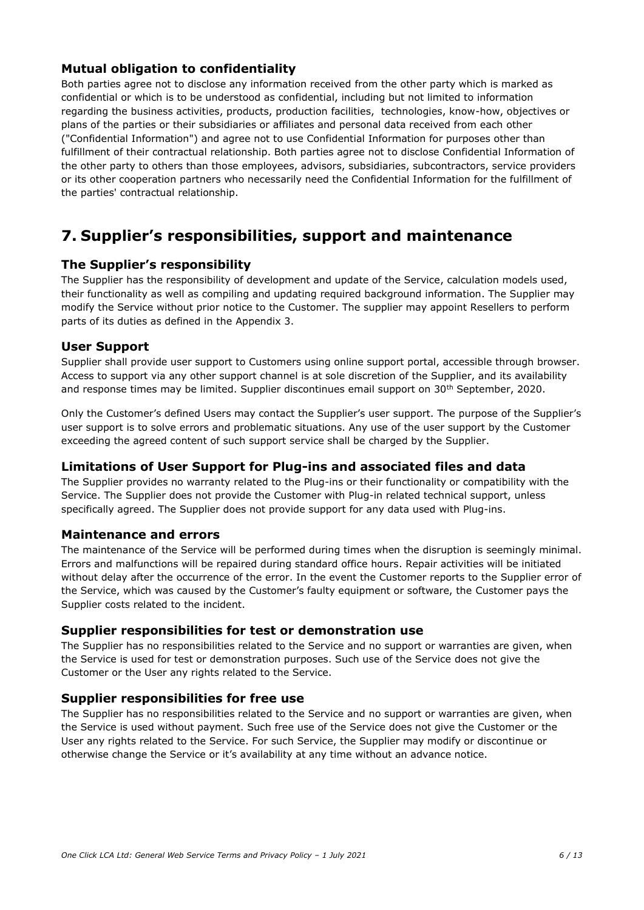### Mutual obligation to confidentiality

Both parties agree not to disclose any information received from the other party which is marked as confidential or which is to be understood as confidential, including but not limited to information regarding the business activities, products, production facilities, technologies, know-how, objectives or plans of the parties or their subsidiaries or affiliates and personal data received from each other ("Confidential Information") and agree not to use Confidential Information for purposes other than fulfillment of their contractual relationship. Both parties agree not to disclose Confidential Information of the other party to others than those employees, advisors, subsidiaries, subcontractors, service providers or its other cooperation partners who necessarily need the Confidential Information for the fulfillment of the parties' contractual relationship.

## 7. Supplier's responsibilities, support and maintenance

### The Supplier's responsibility

The Supplier has the responsibility of development and update of the Service, calculation models used, their functionality as well as compiling and updating required background information. The Supplier may modify the Service without prior notice to the Customer. The supplier may appoint Resellers to perform parts of its duties as defined in the Appendix 3.

### User Support

Supplier shall provide user support to Customers using online support portal, accessible through browser. Access to support via any other support channel is at sole discretion of the Supplier, and its availability and response times may be limited. Supplier discontinues email support on 30th September, 2020.

Only the Customer's defined Users may contact the Supplier's user support. The purpose of the Supplier's user support is to solve errors and problematic situations. Any use of the user support by the Customer exceeding the agreed content of such support service shall be charged by the Supplier.

### Limitations of User Support for Plug-ins and associated files and data

The Supplier provides no warranty related to the Plug-ins or their functionality or compatibility with the Service. The Supplier does not provide the Customer with Plug-in related technical support, unless specifically agreed. The Supplier does not provide support for any data used with Plug-ins.

### Maintenance and errors

The maintenance of the Service will be performed during times when the disruption is seemingly minimal. Errors and malfunctions will be repaired during standard office hours. Repair activities will be initiated without delay after the occurrence of the error. In the event the Customer reports to the Supplier error of the Service, which was caused by the Customer's faulty equipment or software, the Customer pays the Supplier costs related to the incident.

### Supplier responsibilities for test or demonstration use

The Supplier has no responsibilities related to the Service and no support or warranties are given, when the Service is used for test or demonstration purposes. Such use of the Service does not give the Customer or the User any rights related to the Service.

### Supplier responsibilities for free use

The Supplier has no responsibilities related to the Service and no support or warranties are given, when the Service is used without payment. Such free use of the Service does not give the Customer or the User any rights related to the Service. For such Service, the Supplier may modify or discontinue or otherwise change the Service or it's availability at any time without an advance notice.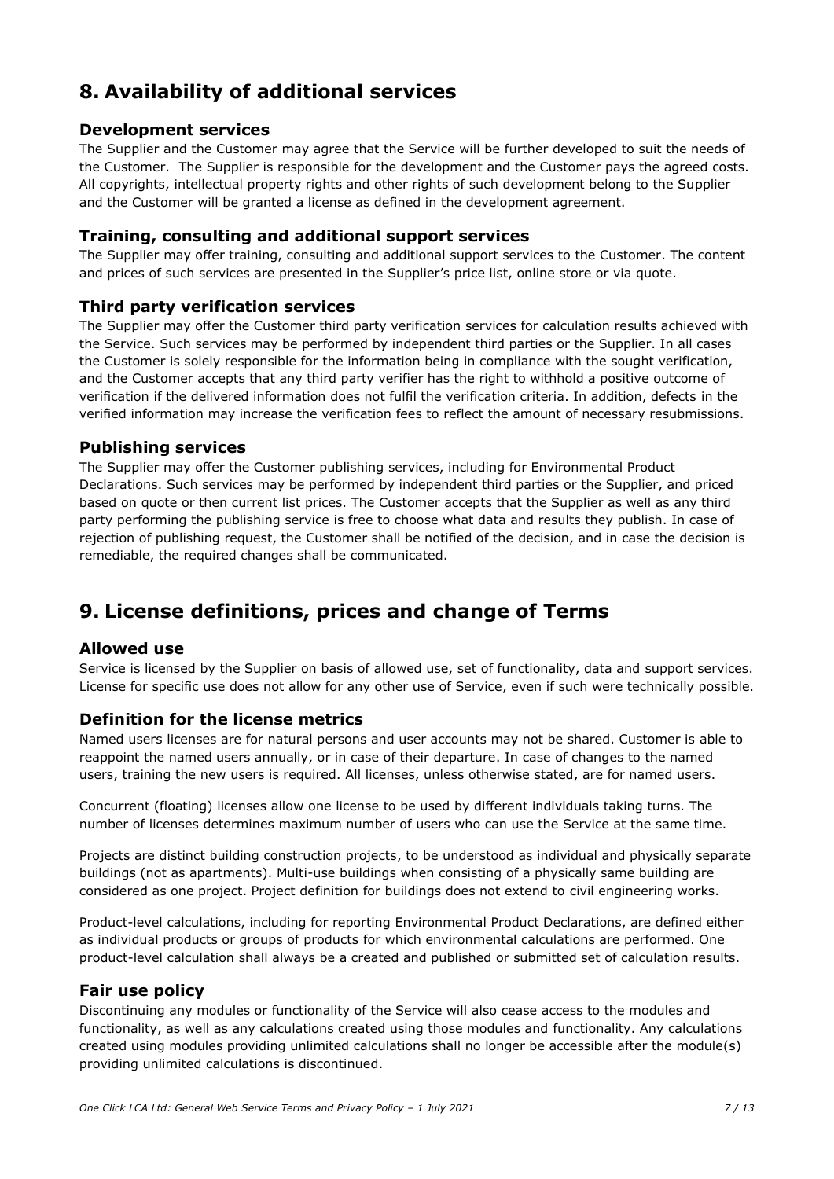# 8. Availability of additional services

### Development services

The Supplier and the Customer may agree that the Service will be further developed to suit the needs of the Customer. The Supplier is responsible for the development and the Customer pays the agreed costs. All copyrights, intellectual property rights and other rights of such development belong to the Supplier and the Customer will be granted a license as defined in the development agreement.

### Training, consulting and additional support services

The Supplier may offer training, consulting and additional support services to the Customer. The content and prices of such services are presented in the Supplier's price list, online store or via quote.

### Third party verification services

The Supplier may offer the Customer third party verification services for calculation results achieved with the Service. Such services may be performed by independent third parties or the Supplier. In all cases the Customer is solely responsible for the information being in compliance with the sought verification, and the Customer accepts that any third party verifier has the right to withhold a positive outcome of verification if the delivered information does not fulfil the verification criteria. In addition, defects in the verified information may increase the verification fees to reflect the amount of necessary resubmissions.

### Publishing services

The Supplier may offer the Customer publishing services, including for Environmental Product Declarations. Such services may be performed by independent third parties or the Supplier, and priced based on quote or then current list prices. The Customer accepts that the Supplier as well as any third party performing the publishing service is free to choose what data and results they publish. In case of rejection of publishing request, the Customer shall be notified of the decision, and in case the decision is remediable, the required changes shall be communicated.

# 9. License definitions, prices and change of Terms

### Allowed use

Service is licensed by the Supplier on basis of allowed use, set of functionality, data and support services. License for specific use does not allow for any other use of Service, even if such were technically possible.

### Definition for the license metrics

Named users licenses are for natural persons and user accounts may not be shared. Customer is able to reappoint the named users annually, or in case of their departure. In case of changes to the named users, training the new users is required. All licenses, unless otherwise stated, are for named users.

Concurrent (floating) licenses allow one license to be used by different individuals taking turns. The number of licenses determines maximum number of users who can use the Service at the same time.

Projects are distinct building construction projects, to be understood as individual and physically separate buildings (not as apartments). Multi-use buildings when consisting of a physically same building are considered as one project. Project definition for buildings does not extend to civil engineering works.

Product-level calculations, including for reporting Environmental Product Declarations, are defined either as individual products or groups of products for which environmental calculations are performed. One product-level calculation shall always be a created and published or submitted set of calculation results.

### Fair use policy

Discontinuing any modules or functionality of the Service will also cease access to the modules and functionality, as well as any calculations created using those modules and functionality. Any calculations created using modules providing unlimited calculations shall no longer be accessible after the module(s) providing unlimited calculations is discontinued.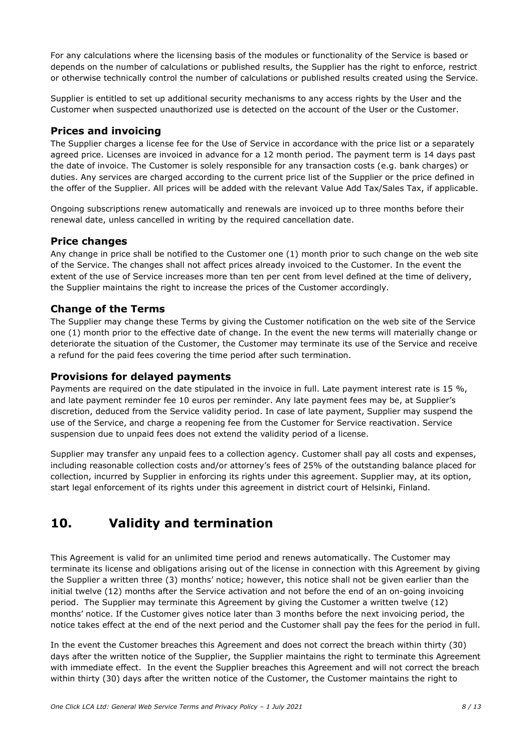For any calculations where the licensing basis of the modules or functionality of the Service is based or depends on the number of calculations or published results, the Supplier has the right to enforce, restrict or otherwise technically control the number of calculations or published results created using the Service.

Supplier is entitled to set up additional security mechanisms to any access rights by the User and the Customer when suspected unauthorized use is detected on the account of the User or the Customer.

### Prices and invoicing

The Supplier charges a license fee for the Use of Service in accordance with the price list or a separately agreed price. Licenses are invoiced in advance for a 12 month period. The payment term is 14 days past the date of invoice. The Customer is solely responsible for any transaction costs (e.g. bank charges) or duties. Any services are charged according to the current price list of the Supplier or the price defined in the offer of the Supplier. All prices will be added with the relevant Value Add Tax/Sales Tax, if applicable.

Ongoing subscriptions renew automatically and renewals are invoiced up to three months before their renewal date, unless cancelled in writing by the required cancellation date.

### Price changes

Any change in price shall be notified to the Customer one (1) month prior to such change on the web site of the Service. The changes shall not affect prices already invoiced to the Customer. In the event the extent of the use of Service increases more than ten per cent from level defined at the time of delivery, the Supplier maintains the right to increase the prices of the Customer accordingly.

### Change of the Terms

The Supplier may change these Terms by giving the Customer notification on the web site of the Service one (1) month prior to the effective date of change. In the event the new terms will materially change or deteriorate the situation of the Customer, the Customer may terminate its use of the Service and receive a refund for the paid fees covering the time period after such termination.

### Provisions for delayed payments

Payments are required on the date stipulated in the invoice in full. Late payment interest rate is 15 %, and late payment reminder fee 10 euros per reminder. Any late payment fees may be, at Supplier's discretion, deduced from the Service validity period. In case of late payment, Supplier may suspend the use of the Service, and charge a reopening fee from the Customer for Service reactivation. Service suspension due to unpaid fees does not extend the validity period of a license.

Supplier may transfer any unpaid fees to a collection agency. Customer shall pay all costs and expenses, including reasonable collection costs and/or attorney's fees of 25% of the outstanding balance placed for collection, incurred by Supplier in enforcing its rights under this agreement. Supplier may, at its option, start legal enforcement of its rights under this agreement in district court of Helsinki, Finland.

## 10. Validity and termination

This Agreement is valid for an unlimited time period and renews automatically. The Customer may terminate its license and obligations arising out of the license in connection with this Agreement by giving the Supplier a written three (3) months' notice; however, this notice shall not be given earlier than the initial twelve (12) months after the Service activation and not before the end of an on-going invoicing period. The Supplier may terminate this Agreement by giving the Customer a written twelve (12) months' notice. If the Customer gives notice later than 3 months before the next invoicing period, the notice takes effect at the end of the next period and the Customer shall pay the fees for the period in full.

In the event the Customer breaches this Agreement and does not correct the breach within thirty (30) days after the written notice of the Supplier, the Supplier maintains the right to terminate this Agreement with immediate effect. In the event the Supplier breaches this Agreement and will not correct the breach within thirty (30) days after the written notice of the Customer, the Customer maintains the right to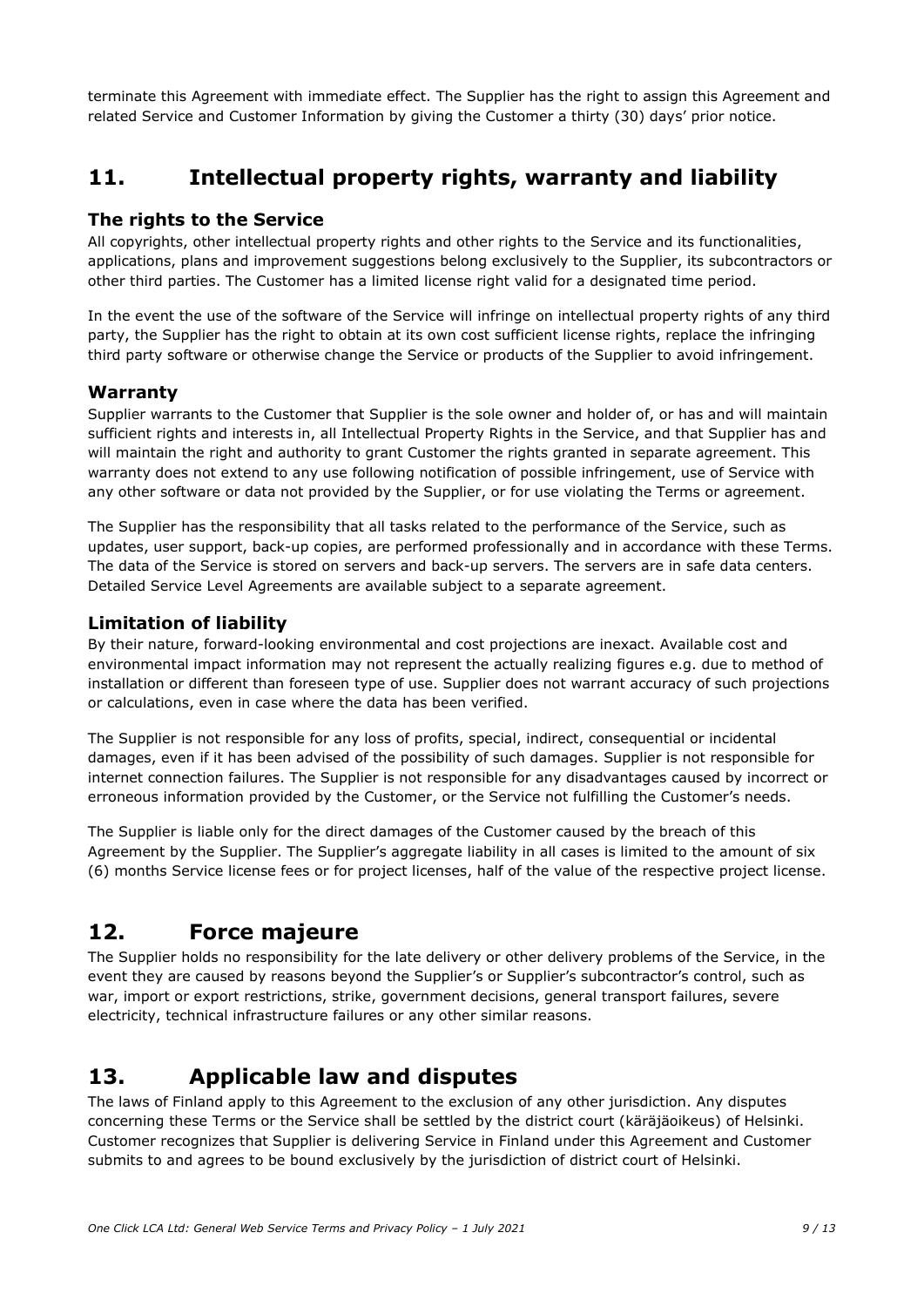terminate this Agreement with immediate effect. The Supplier has the right to assign this Agreement and related Service and Customer Information by giving the Customer a thirty (30) days' prior notice.

## 11. Intellectual property rights, warranty and liability

### The rights to the Service

All copyrights, other intellectual property rights and other rights to the Service and its functionalities, applications, plans and improvement suggestions belong exclusively to the Supplier, its subcontractors or other third parties. The Customer has a limited license right valid for a designated time period.

In the event the use of the software of the Service will infringe on intellectual property rights of any third party, the Supplier has the right to obtain at its own cost sufficient license rights, replace the infringing third party software or otherwise change the Service or products of the Supplier to avoid infringement.

### Warranty

Supplier warrants to the Customer that Supplier is the sole owner and holder of, or has and will maintain sufficient rights and interests in, all Intellectual Property Rights in the Service, and that Supplier has and will maintain the right and authority to grant Customer the rights granted in separate agreement. This warranty does not extend to any use following notification of possible infringement, use of Service with any other software or data not provided by the Supplier, or for use violating the Terms or agreement.

The Supplier has the responsibility that all tasks related to the performance of the Service, such as updates, user support, back-up copies, are performed professionally and in accordance with these Terms. The data of the Service is stored on servers and back-up servers. The servers are in safe data centers. Detailed Service Level Agreements are available subject to a separate agreement.

### Limitation of liability

By their nature, forward-looking environmental and cost projections are inexact. Available cost and environmental impact information may not represent the actually realizing figures e.g. due to method of installation or different than foreseen type of use. Supplier does not warrant accuracy of such projections or calculations, even in case where the data has been verified.

The Supplier is not responsible for any loss of profits, special, indirect, consequential or incidental damages, even if it has been advised of the possibility of such damages. Supplier is not responsible for internet connection failures. The Supplier is not responsible for any disadvantages caused by incorrect or erroneous information provided by the Customer, or the Service not fulfilling the Customer's needs.

The Supplier is liable only for the direct damages of the Customer caused by the breach of this Agreement by the Supplier. The Supplier's aggregate liability in all cases is limited to the amount of six (6) months Service license fees or for project licenses, half of the value of the respective project license.

## 12. Force majeure

The Supplier holds no responsibility for the late delivery or other delivery problems of the Service, in the event they are caused by reasons beyond the Supplier's or Supplier's subcontractor's control, such as war, import or export restrictions, strike, government decisions, general transport failures, severe electricity, technical infrastructure failures or any other similar reasons.

## 13. Applicable law and disputes

The laws of Finland apply to this Agreement to the exclusion of any other jurisdiction. Any disputes concerning these Terms or the Service shall be settled by the district court (käräjäoikeus) of Helsinki. Customer recognizes that Supplier is delivering Service in Finland under this Agreement and Customer submits to and agrees to be bound exclusively by the jurisdiction of district court of Helsinki.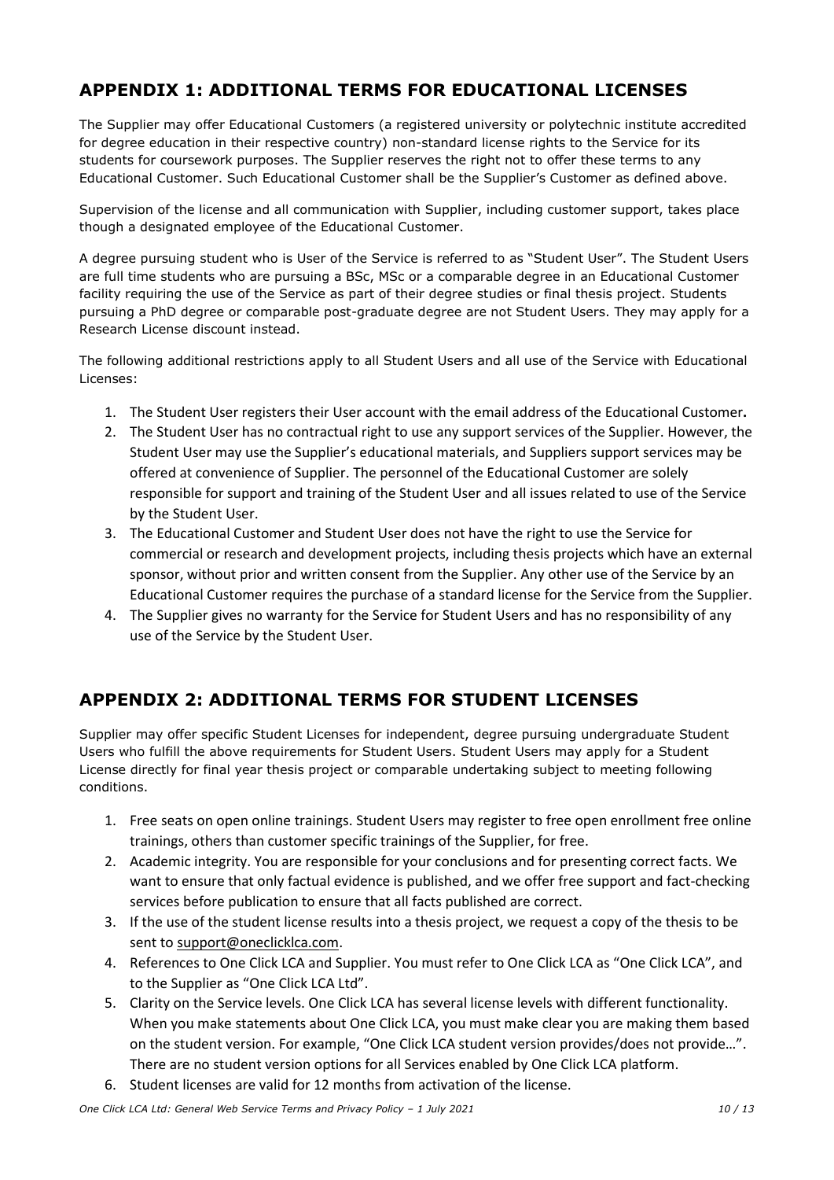## APPENDIX 1: ADDITIONAL TERMS FOR EDUCATIONAL LICENSES

The Supplier may offer Educational Customers (a registered university or polytechnic institute accredited for degree education in their respective country) non-standard license rights to the Service for its students for coursework purposes. The Supplier reserves the right not to offer these terms to any Educational Customer. Such Educational Customer shall be the Supplier's Customer as defined above.

Supervision of the license and all communication with Supplier, including customer support, takes place though a designated employee of the Educational Customer.

A degree pursuing student who is User of the Service is referred to as "Student User". The Student Users are full time students who are pursuing a BSc, MSc or a comparable degree in an Educational Customer facility requiring the use of the Service as part of their degree studies or final thesis project. Students pursuing a PhD degree or comparable post-graduate degree are not Student Users. They may apply for a Research License discount instead.

The following additional restrictions apply to all Student Users and all use of the Service with Educational Licenses:

1. The Student User registers their User account with the email address of the Educational Customer**.**
2. The Student User has no contractual right to use any support services of the Supplier. However, the Student User may use the Supplier's educational materials, and Suppliers support services may be offered at convenience of Supplier. The personnel of the Educational Customer are solely responsible for support and training of the Student User and all issues related to use of the Service by the Student User.
3. The Educational Customer and Student User does not have the right to use the Service for commercial or research and development projects, including thesis projects which have an external sponsor, without prior and written consent from the Supplier. Any other use of the Service by an Educational Customer requires the purchase of a standard license for the Service from the Supplier.
4. The Supplier gives no warranty for the Service for Student Users and has no responsibility of any use of the Service by the Student User.

## APPENDIX 2: ADDITIONAL TERMS FOR STUDENT LICENSES

Supplier may offer specific Student Licenses for independent, degree pursuing undergraduate Student Users who fulfill the above requirements for Student Users. Student Users may apply for a Student License directly for final year thesis project or comparable undertaking subject to meeting following conditions.

1. Free seats on open online trainings. Student Users may register to free open enrollment free online trainings, others than customer specific trainings of the Supplier, for free.
2. Academic integrity. You are responsible for your conclusions and for presenting correct facts. We want to ensure that only factual evidence is published, and we offer free support and fact-checking services before publication to ensure that all facts published are correct.
3. If the use of the student license results into a thesis project, we request a copy of the thesis to be sent to support@oneclicklca.com.
4. References to One Click LCA and Supplier. You must refer to One Click LCA as "One Click LCA", and to the Supplier as "One Click LCA Ltd".
5. Clarity on the Service levels. One Click LCA has several license levels with different functionality. When you make statements about One Click LCA, you must make clear you are making them based on the student version. For example, "One Click LCA student version provides/does not provide…". There are no student version options for all Services enabled by One Click LCA platform.
6. Student licenses are valid for 12 months from activation of the license.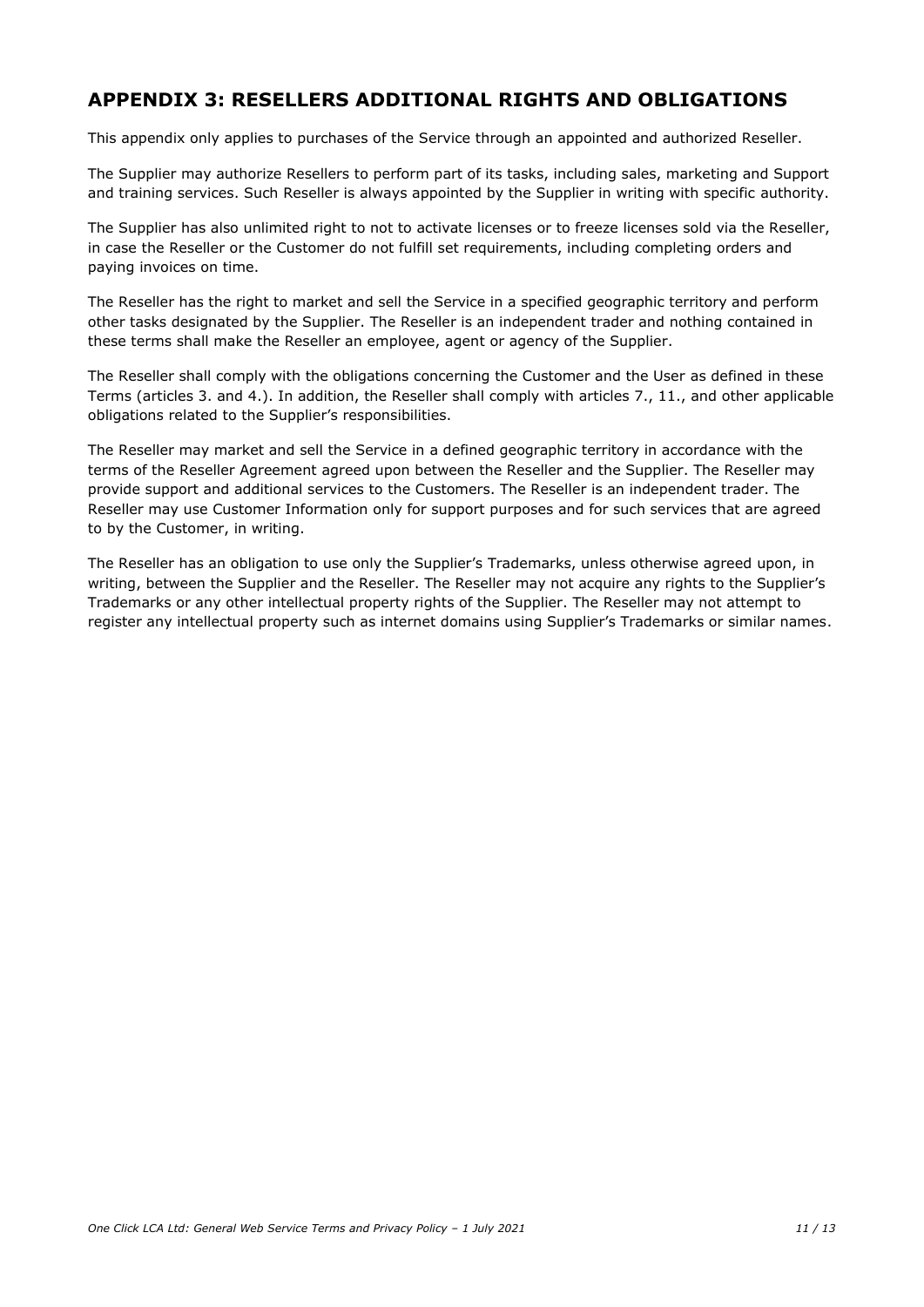## APPENDIX 3: RESELLERS ADDITIONAL RIGHTS AND OBLIGATIONS

This appendix only applies to purchases of the Service through an appointed and authorized Reseller.

The Supplier may authorize Resellers to perform part of its tasks, including sales, marketing and Support and training services. Such Reseller is always appointed by the Supplier in writing with specific authority.

The Supplier has also unlimited right to not to activate licenses or to freeze licenses sold via the Reseller, in case the Reseller or the Customer do not fulfill set requirements, including completing orders and paying invoices on time.

The Reseller has the right to market and sell the Service in a specified geographic territory and perform other tasks designated by the Supplier. The Reseller is an independent trader and nothing contained in these terms shall make the Reseller an employee, agent or agency of the Supplier.

The Reseller shall comply with the obligations concerning the Customer and the User as defined in these Terms (articles 3. and 4.). In addition, the Reseller shall comply with articles 7., 11., and other applicable obligations related to the Supplier's responsibilities.

The Reseller may market and sell the Service in a defined geographic territory in accordance with the terms of the Reseller Agreement agreed upon between the Reseller and the Supplier. The Reseller may provide support and additional services to the Customers. The Reseller is an independent trader. The Reseller may use Customer Information only for support purposes and for such services that are agreed to by the Customer, in writing.

The Reseller has an obligation to use only the Supplier's Trademarks, unless otherwise agreed upon, in writing, between the Supplier and the Reseller. The Reseller may not acquire any rights to the Supplier's Trademarks or any other intellectual property rights of the Supplier. The Reseller may not attempt to register any intellectual property such as internet domains using Supplier's Trademarks or similar names.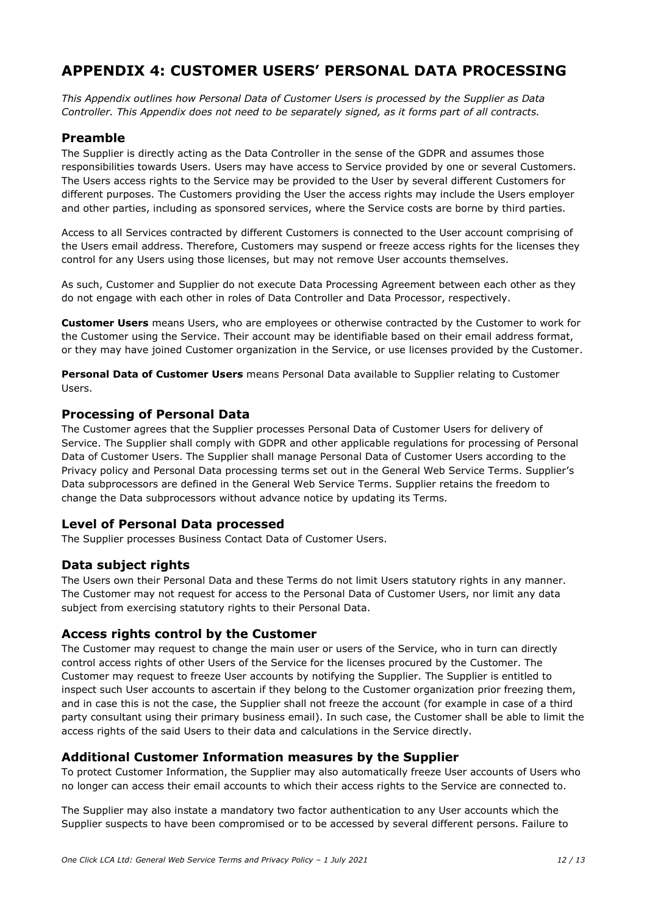# APPENDIX 4: CUSTOMER USERS' PERSONAL DATA PROCESSING

*This Appendix outlines how Personal Data of Customer Users is processed by the Supplier as Data Controller. This Appendix does not need to be separately signed, as it forms part of all contracts.*

## Preamble

The Supplier is directly acting as the Data Controller in the sense of the GDPR and assumes those responsibilities towards Users. Users may have access to Service provided by one or several Customers. The Users access rights to the Service may be provided to the User by several different Customers for different purposes. The Customers providing the User the access rights may include the Users employer and other parties, including as sponsored services, where the Service costs are borne by third parties.

Access to all Services contracted by different Customers is connected to the User account comprising of the Users email address. Therefore, Customers may suspend or freeze access rights for the licenses they control for any Users using those licenses, but may not remove User accounts themselves.

As such, Customer and Supplier do not execute Data Processing Agreement between each other as they do not engage with each other in roles of Data Controller and Data Processor, respectively.

**Customer Users** means Users, who are employees or otherwise contracted by the Customer to work for the Customer using the Service. Their account may be identifiable based on their email address format, or they may have joined Customer organization in the Service, or use licenses provided by the Customer.

**Personal Data of Customer Users** means Personal Data available to Supplier relating to Customer Users.

## Processing of Personal Data

The Customer agrees that the Supplier processes Personal Data of Customer Users for delivery of Service. The Supplier shall comply with GDPR and other applicable regulations for processing of Personal Data of Customer Users. The Supplier shall manage Personal Data of Customer Users according to the Privacy policy and Personal Data processing terms set out in the General Web Service Terms. Supplier's Data subprocessors are defined in the General Web Service Terms. Supplier retains the freedom to change the Data subprocessors without advance notice by updating its Terms.

## Level of Personal Data processed

The Supplier processes Business Contact Data of Customer Users.

## Data subject rights

The Users own their Personal Data and these Terms do not limit Users statutory rights in any manner. The Customer may not request for access to the Personal Data of Customer Users, nor limit any data subject from exercising statutory rights to their Personal Data.

## Access rights control by the Customer

The Customer may request to change the main user or users of the Service, who in turn can directly control access rights of other Users of the Service for the licenses procured by the Customer. The Customer may request to freeze User accounts by notifying the Supplier. The Supplier is entitled to inspect such User accounts to ascertain if they belong to the Customer organization prior freezing them, and in case this is not the case, the Supplier shall not freeze the account (for example in case of a third party consultant using their primary business email). In such case, the Customer shall be able to limit the access rights of the said Users to their data and calculations in the Service directly.

## Additional Customer Information measures by the Supplier

To protect Customer Information, the Supplier may also automatically freeze User accounts of Users who no longer can access their email accounts to which their access rights to the Service are connected to.

The Supplier may also instate a mandatory two factor authentication to any User accounts which the Supplier suspects to have been compromised or to be accessed by several different persons. Failure to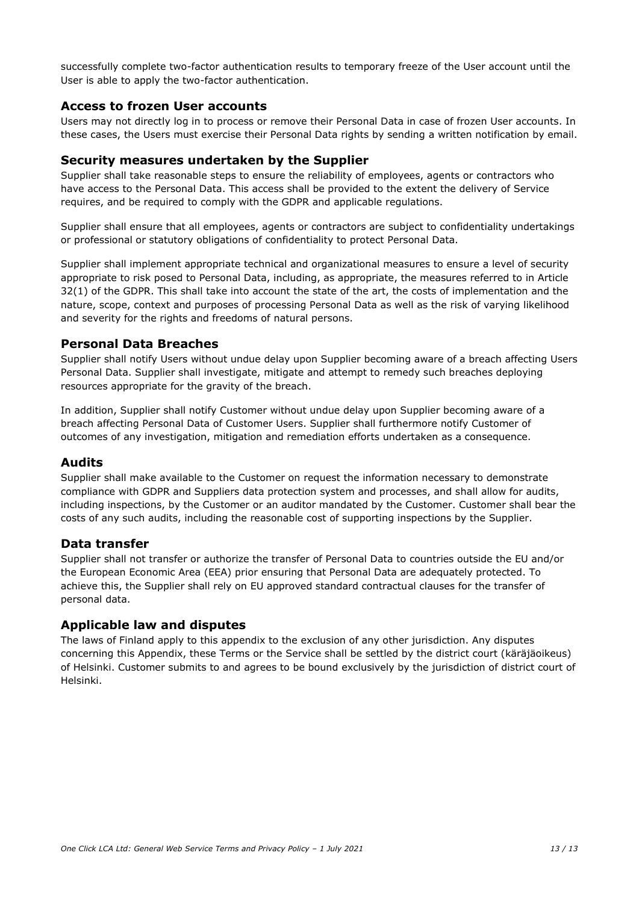successfully complete two-factor authentication results to temporary freeze of the User account until the User is able to apply the two-factor authentication.

### Access to frozen User accounts

Users may not directly log in to process or remove their Personal Data in case of frozen User accounts. In these cases, the Users must exercise their Personal Data rights by sending a written notification by email.

### Security measures undertaken by the Supplier

Supplier shall take reasonable steps to ensure the reliability of employees, agents or contractors who have access to the Personal Data. This access shall be provided to the extent the delivery of Service requires, and be required to comply with the GDPR and applicable regulations.

Supplier shall ensure that all employees, agents or contractors are subject to confidentiality undertakings or professional or statutory obligations of confidentiality to protect Personal Data.

Supplier shall implement appropriate technical and organizational measures to ensure a level of security appropriate to risk posed to Personal Data, including, as appropriate, the measures referred to in Article 32(1) of the GDPR. This shall take into account the state of the art, the costs of implementation and the nature, scope, context and purposes of processing Personal Data as well as the risk of varying likelihood and severity for the rights and freedoms of natural persons.

### Personal Data Breaches

Supplier shall notify Users without undue delay upon Supplier becoming aware of a breach affecting Users Personal Data. Supplier shall investigate, mitigate and attempt to remedy such breaches deploying resources appropriate for the gravity of the breach.

In addition, Supplier shall notify Customer without undue delay upon Supplier becoming aware of a breach affecting Personal Data of Customer Users. Supplier shall furthermore notify Customer of outcomes of any investigation, mitigation and remediation efforts undertaken as a consequence.

### Audits

Supplier shall make available to the Customer on request the information necessary to demonstrate compliance with GDPR and Suppliers data protection system and processes, and shall allow for audits, including inspections, by the Customer or an auditor mandated by the Customer. Customer shall bear the costs of any such audits, including the reasonable cost of supporting inspections by the Supplier.

### Data transfer

Supplier shall not transfer or authorize the transfer of Personal Data to countries outside the EU and/or the European Economic Area (EEA) prior ensuring that Personal Data are adequately protected. To achieve this, the Supplier shall rely on EU approved standard contractual clauses for the transfer of personal data.

### Applicable law and disputes

The laws of Finland apply to this appendix to the exclusion of any other jurisdiction. Any disputes concerning this Appendix, these Terms or the Service shall be settled by the district court (käräjäoikeus) of Helsinki. Customer submits to and agrees to be bound exclusively by the jurisdiction of district court of Helsinki.